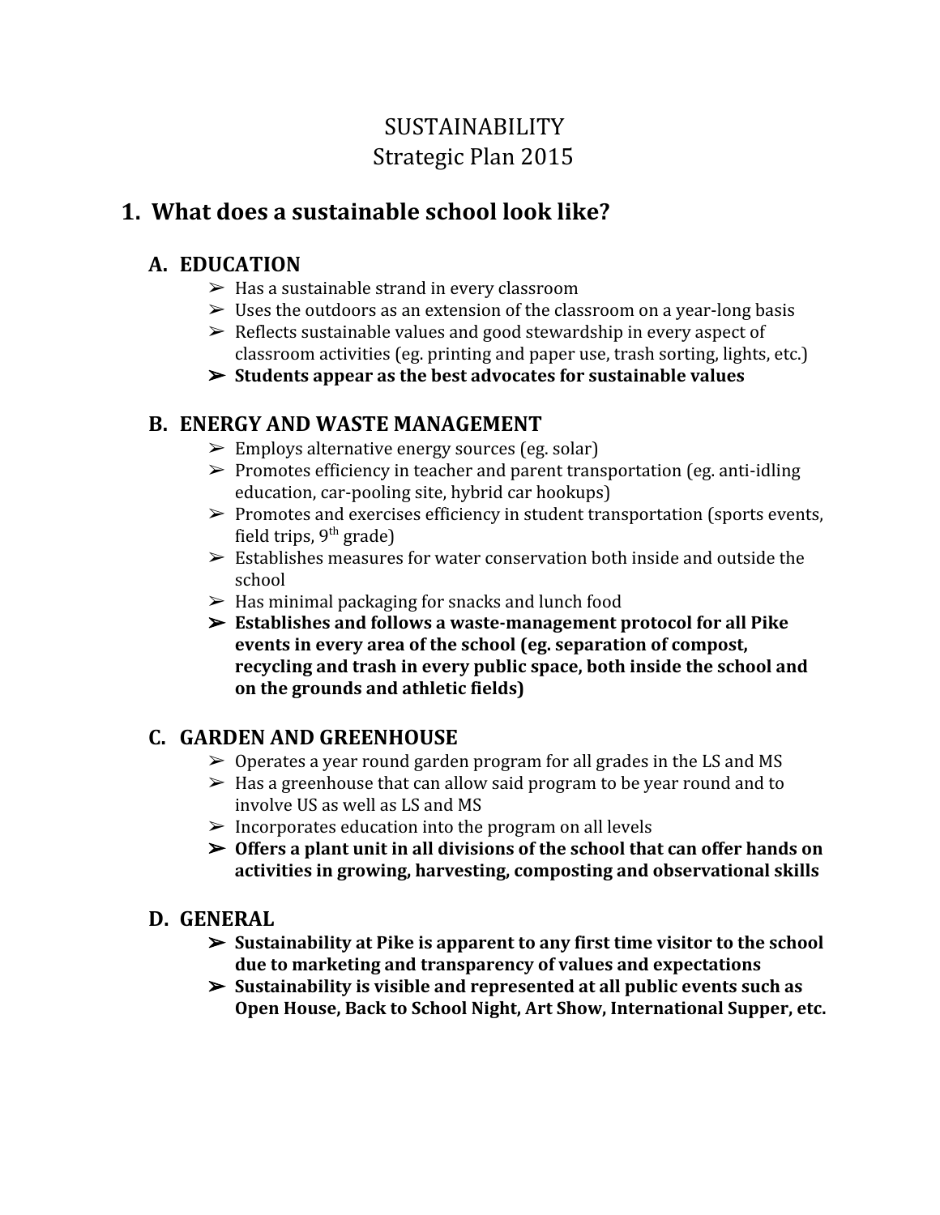# SUSTAINABILITY
# Strategic Plan 2015

## 1. What does a sustainable school look like?

### A. EDUCATION

- Has a sustainable strand in every classroom
- Uses the outdoors as an extension of the classroom on a year-long basis
- Reflects sustainable values and good stewardship in every aspect of classroom activities (eg. printing and paper use, trash sorting, lights, etc.)
- **Students appear as the best advocates for sustainable values**

### B. ENERGY AND WASTE MANAGEMENT

- Employs alternative energy sources (eg. solar)
- Promotes efficiency in teacher and parent transportation (eg. anti-idling education, car-pooling site, hybrid car hookups)
- Promotes and exercises efficiency in student transportation (sports events, field trips, 9th grade)
- Establishes measures for water conservation both inside and outside the school
- Has minimal packaging for snacks and lunch food
- **Establishes and follows a waste-management protocol for all Pike events in every area of the school (eg. separation of compost, recycling and trash in every public space, both inside the school and on the grounds and athletic fields)**

### C. GARDEN AND GREENHOUSE

- Operates a year round garden program for all grades in the LS and MS
- Has a greenhouse that can allow said program to be year round and to involve US as well as LS and MS
- Incorporates education into the program on all levels
- **Offers a plant unit in all divisions of the school that can offer hands on activities in growing, harvesting, composting and observational skills**

### D. GENERAL

- **Sustainability at Pike is apparent to any first time visitor to the school due to marketing and transparency of values and expectations**
- **Sustainability is visible and represented at all public events such as Open House, Back to School Night, Art Show, International Supper, etc.**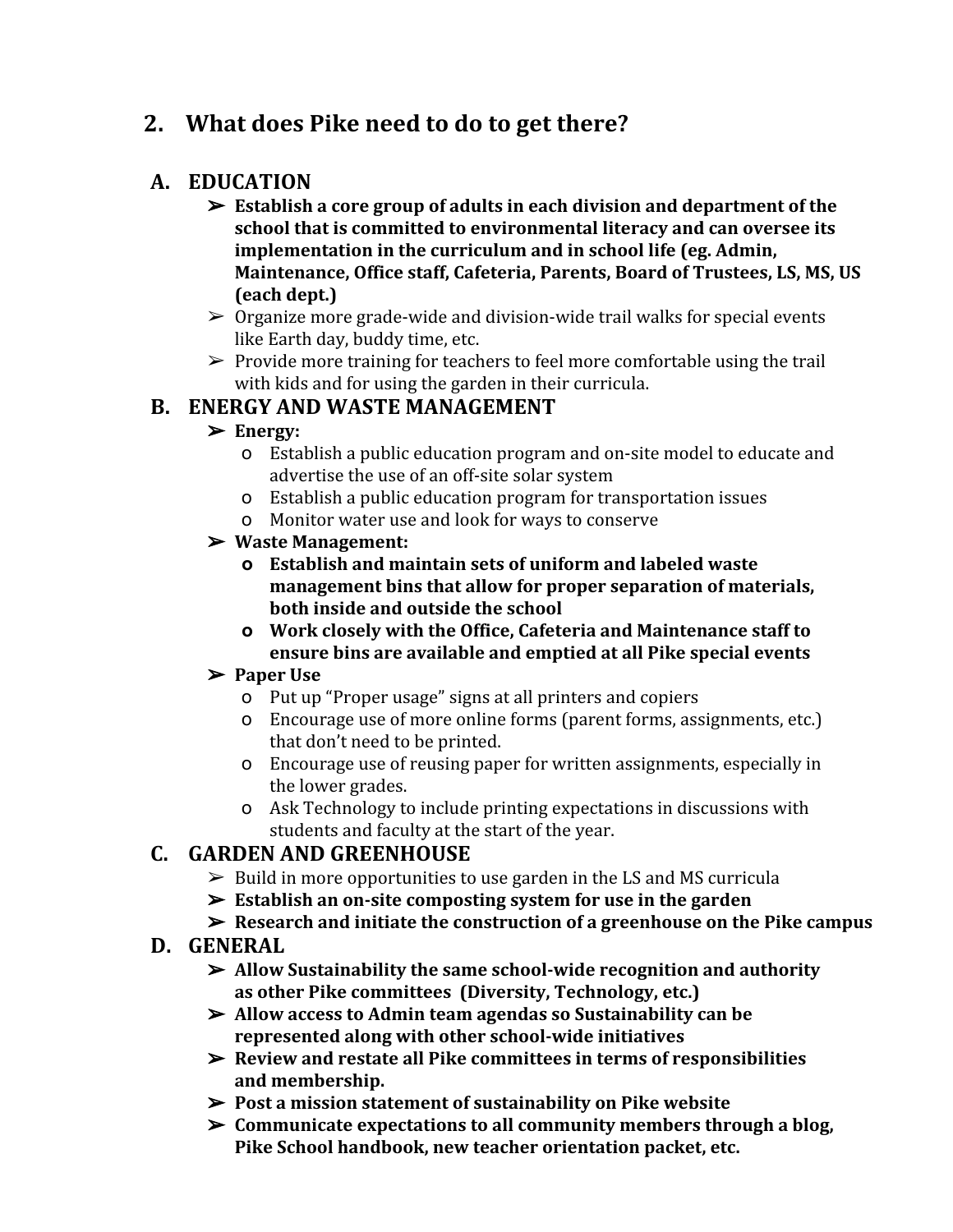## 2. What does Pike need to do to get there?

### A. EDUCATION

- **Establish a core group of adults in each division and department of the school that is committed to environmental literacy and can oversee its implementation in the curriculum and in school life (eg. Admin, Maintenance, Office staff, Cafeteria, Parents, Board of Trustees, LS, MS, US (each dept.)**
- Organize more grade-wide and division-wide trail walks for special events like Earth day, buddy time, etc.
- Provide more training for teachers to feel more comfortable using the trail with kids and for using the garden in their curricula.

### B. ENERGY AND WASTE MANAGEMENT

- **Energy:**
  - Establish a public education program and on-site model to educate and advertise the use of an off-site solar system
  - Establish a public education program for transportation issues
  - Monitor water use and look for ways to conserve
- **Waste Management:**
  - **Establish and maintain sets of uniform and labeled waste management bins that allow for proper separation of materials, both inside and outside the school**
  - **Work closely with the Office, Cafeteria and Maintenance staff to ensure bins are available and emptied at all Pike special events**
- **Paper Use**
  - Put up "Proper usage" signs at all printers and copiers
  - Encourage use of more online forms (parent forms, assignments, etc.) that don't need to be printed.
  - Encourage use of reusing paper for written assignments, especially in the lower grades.
  - Ask Technology to include printing expectations in discussions with students and faculty at the start of the year.

### C. GARDEN AND GREENHOUSE

- Build in more opportunities to use garden in the LS and MS curricula
- **Establish an on-site composting system for use in the garden**
- **Research and initiate the construction of a greenhouse on the Pike campus**

### D. GENERAL

- **Allow Sustainability the same school-wide recognition and authority as other Pike committees (Diversity, Technology, etc.)**
- **Allow access to Admin team agendas so Sustainability can be represented along with other school-wide initiatives**
- **Review and restate all Pike committees in terms of responsibilities and membership.**
- **Post a mission statement of sustainability on Pike website**
- **Communicate expectations to all community members through a blog, Pike School handbook, new teacher orientation packet, etc.**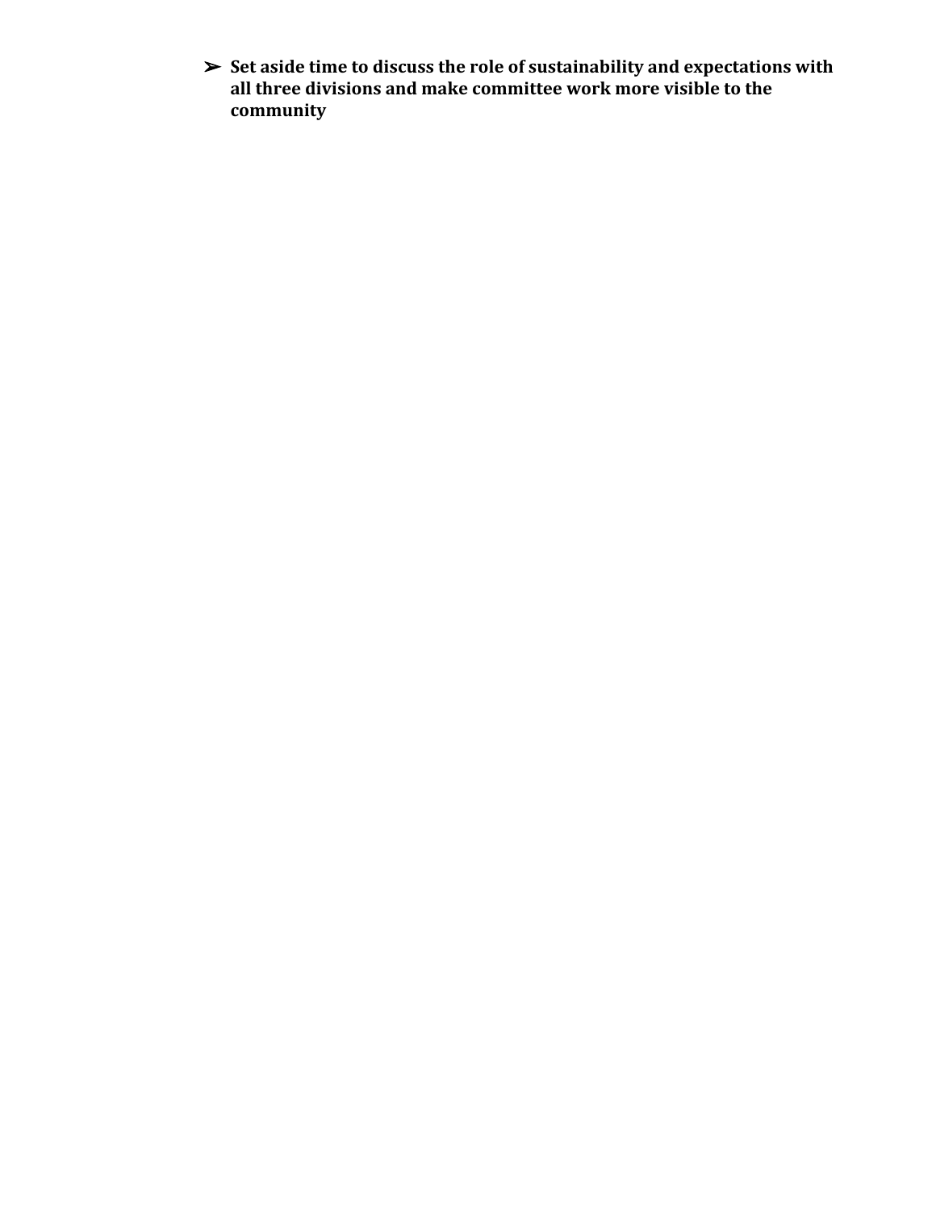- **Set aside time to discuss the role of sustainability and expectations with all three divisions and make committee work more visible to the community**